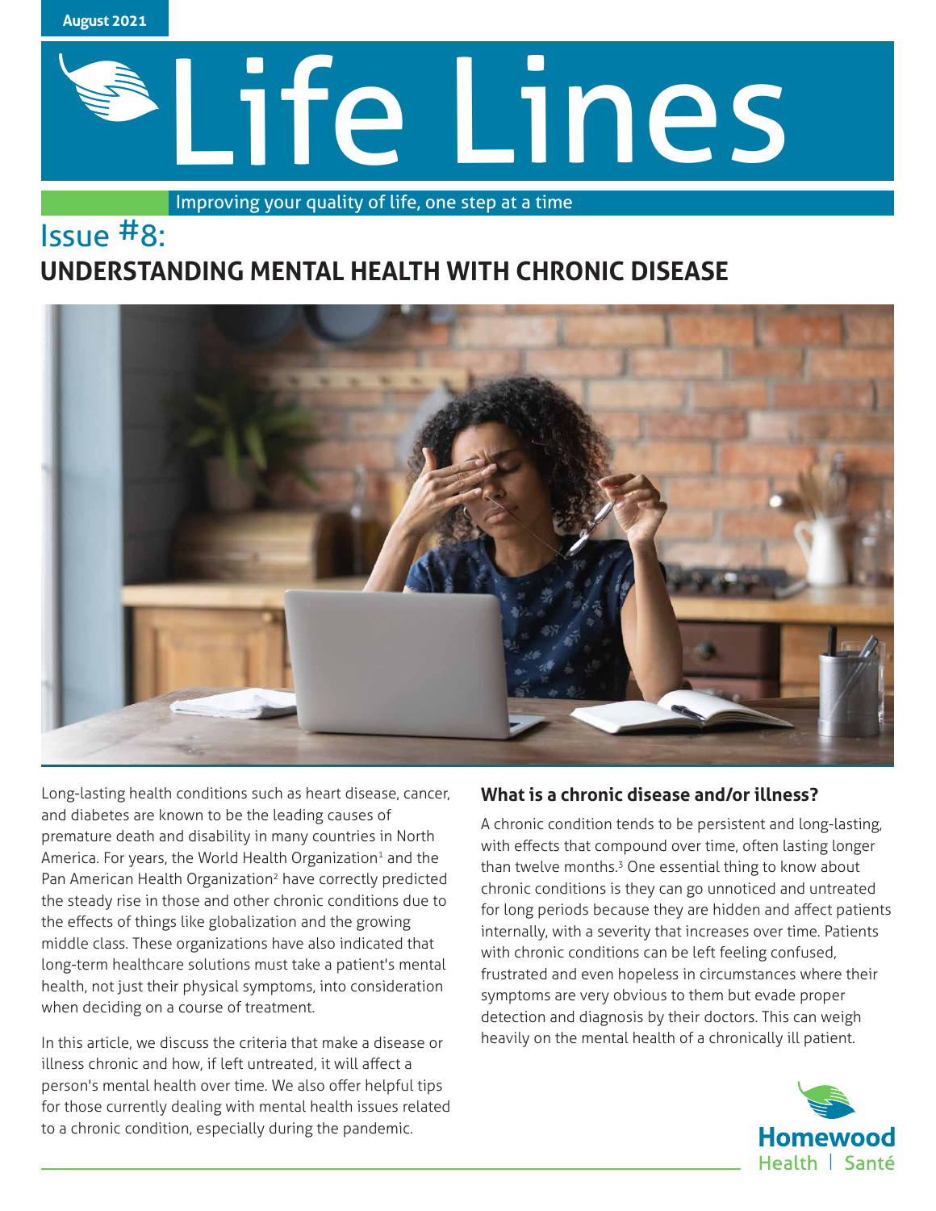August 2021

# Life Lines

Improving your quality of life, one step at a time

## Issue #8:
## UNDERSTANDING MENTAL HEALTH WITH CHRONIC DISEASE

Long-lasting health conditions such as heart disease, cancer, and diabetes are known to be the leading causes of premature death and disability in many countries in North America. For years, the World Health Organization[1] and the Pan American Health Organization[2] have correctly predicted the steady rise in those and other chronic conditions due to the effects of things like globalization and the growing middle class. These organizations have also indicated that long-term healthcare solutions must take a patient's mental health, not just their physical symptoms, into consideration when deciding on a course of treatment.

In this article, we discuss the criteria that make a disease or illness chronic and how, if left untreated, it will affect a person's mental health over time. We also offer helpful tips for those currently dealing with mental health issues related to a chronic condition, especially during the pandemic.

### What is a chronic disease and/or illness?

A chronic condition tends to be persistent and long-lasting, with effects that compound over time, often lasting longer than twelve months.[3] One essential thing to know about chronic conditions is they can go unnoticed and untreated for long periods because they are hidden and affect patients internally, with a severity that increases over time. Patients with chronic conditions can be left feeling confused, frustrated and even hopeless in circumstances where their symptoms are very obvious to them but evade proper detection and diagnosis by their doctors. This can weigh heavily on the mental health of a chronically ill patient.

Homewood Health | Santé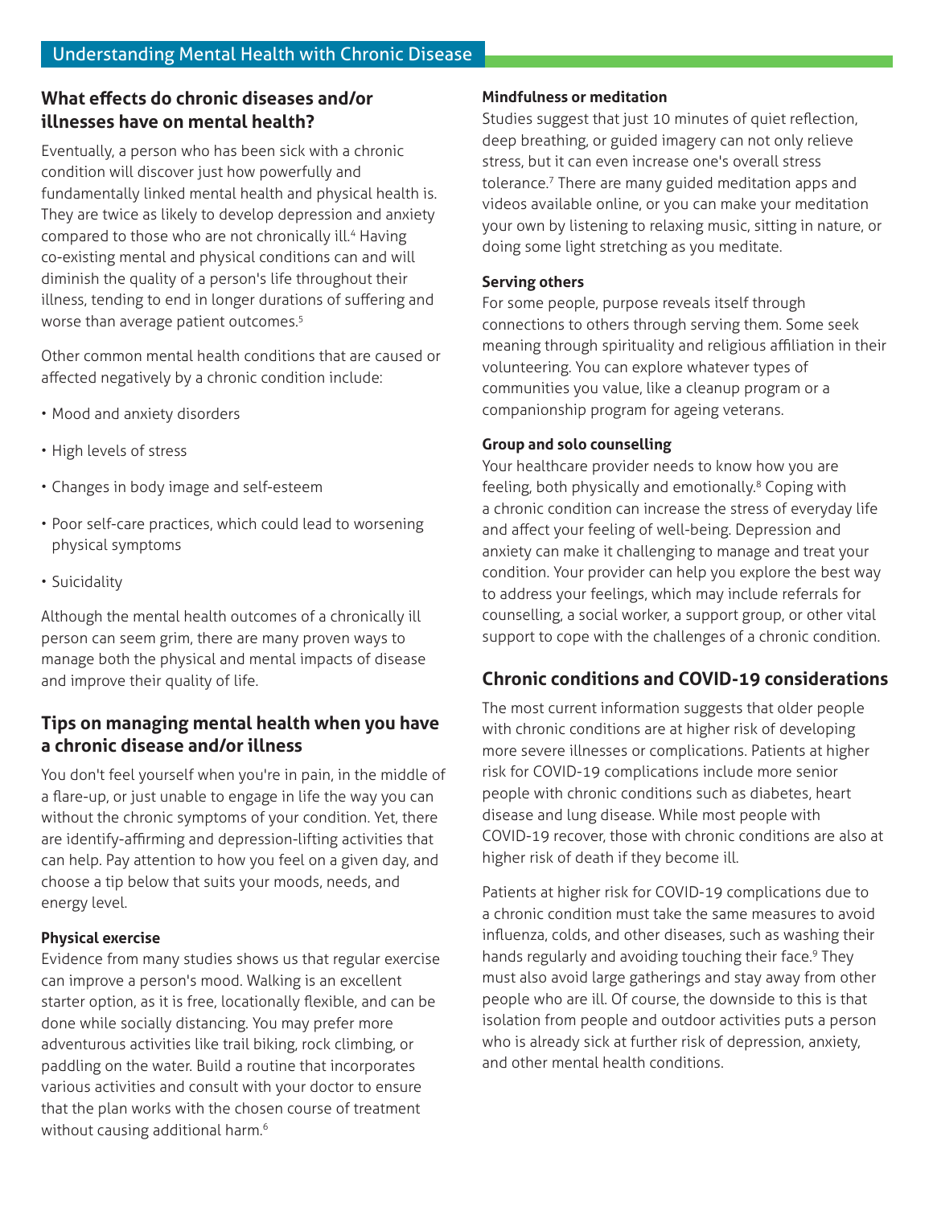## What effects do chronic diseases and/or illnesses have on mental health?

Eventually, a person who has been sick with a chronic condition will discover just how powerfully and fundamentally linked mental health and physical health is. They are twice as likely to develop depression and anxiety compared to those who are not chronically ill.[4] Having co-existing mental and physical conditions can and will diminish the quality of a person's life throughout their illness, tending to end in longer durations of suffering and worse than average patient outcomes.[5]

Other common mental health conditions that are caused or affected negatively by a chronic condition include:

- Mood and anxiety disorders
- High levels of stress
- Changes in body image and self-esteem
- Poor self-care practices, which could lead to worsening physical symptoms
- Suicidality

Although the mental health outcomes of a chronically ill person can seem grim, there are many proven ways to manage both the physical and mental impacts of disease and improve their quality of life.

## Tips on managing mental health when you have a chronic disease and/or illness

You don't feel yourself when you're in pain, in the middle of a flare-up, or just unable to engage in life the way you can without the chronic symptoms of your condition. Yet, there are identify-affirming and depression-lifting activities that can help. Pay attention to how you feel on a given day, and choose a tip below that suits your moods, needs, and energy level.

**Physical exercise**

Evidence from many studies shows us that regular exercise can improve a person's mood. Walking is an excellent starter option, as it is free, locationally flexible, and can be done while socially distancing. You may prefer more adventurous activities like trail biking, rock climbing, or paddling on the water. Build a routine that incorporates various activities and consult with your doctor to ensure that the plan works with the chosen course of treatment without causing additional harm.[6]

**Mindfulness or meditation**

Studies suggest that just 10 minutes of quiet reflection, deep breathing, or guided imagery can not only relieve stress, but it can even increase one's overall stress tolerance.[7] There are many guided meditation apps and videos available online, or you can make your meditation your own by listening to relaxing music, sitting in nature, or doing some light stretching as you meditate.

**Serving others**

For some people, purpose reveals itself through connections to others through serving them. Some seek meaning through spirituality and religious affiliation in their volunteering. You can explore whatever types of communities you value, like a cleanup program or a companionship program for ageing veterans.

**Group and solo counselling**

Your healthcare provider needs to know how you are feeling, both physically and emotionally.[8] Coping with a chronic condition can increase the stress of everyday life and affect your feeling of well-being. Depression and anxiety can make it challenging to manage and treat your condition. Your provider can help you explore the best way to address your feelings, which may include referrals for counselling, a social worker, a support group, or other vital support to cope with the challenges of a chronic condition.

## Chronic conditions and COVID-19 considerations

The most current information suggests that older people with chronic conditions are at higher risk of developing more severe illnesses or complications. Patients at higher risk for COVID-19 complications include more senior people with chronic conditions such as diabetes, heart disease and lung disease. While most people with COVID-19 recover, those with chronic conditions are also at higher risk of death if they become ill.

Patients at higher risk for COVID-19 complications due to a chronic condition must take the same measures to avoid influenza, colds, and other diseases, such as washing their hands regularly and avoiding touching their face.[9] They must also avoid large gatherings and stay away from other people who are ill. Of course, the downside to this is that isolation from people and outdoor activities puts a person who is already sick at further risk of depression, anxiety, and other mental health conditions.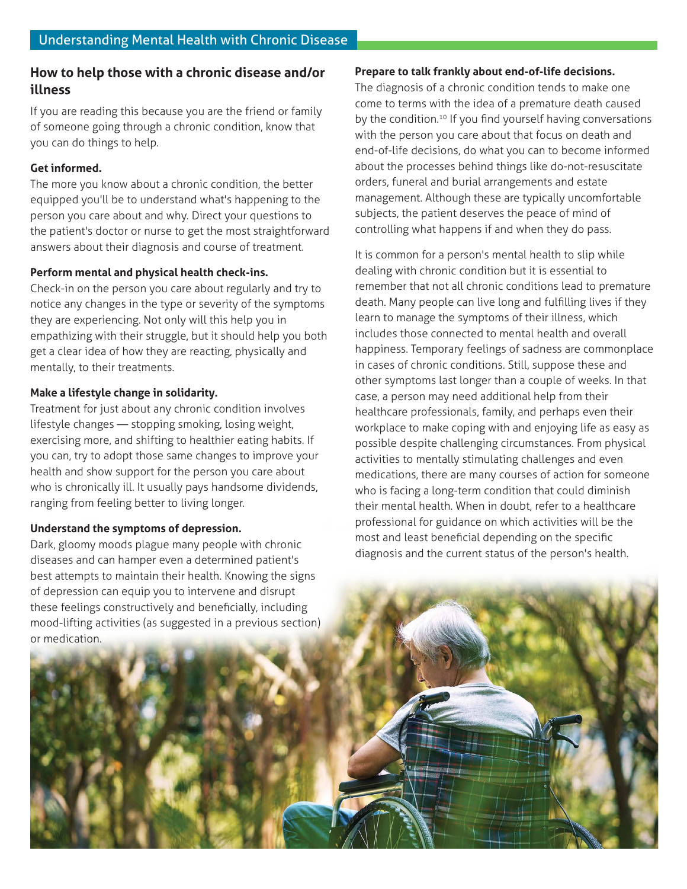## How to help those with a chronic disease and/or illness

If you are reading this because you are the friend or family of someone going through a chronic condition, know that you can do things to help.

**Get informed.**
The more you know about a chronic condition, the better equipped you'll be to understand what's happening to the person you care about and why. Direct your questions to the patient's doctor or nurse to get the most straightforward answers about their diagnosis and course of treatment.

**Perform mental and physical health check-ins.**
Check-in on the person you care about regularly and try to notice any changes in the type or severity of the symptoms they are experiencing. Not only will this help you in empathizing with their struggle, but it should help you both get a clear idea of how they are reacting, physically and mentally, to their treatments.

**Make a lifestyle change in solidarity.**
Treatment for just about any chronic condition involves lifestyle changes — stopping smoking, losing weight, exercising more, and shifting to healthier eating habits. If you can, try to adopt those same changes to improve your health and show support for the person you care about who is chronically ill. It usually pays handsome dividends, ranging from feeling better to living longer.

**Understand the symptoms of depression.**
Dark, gloomy moods plague many people with chronic diseases and can hamper even a determined patient's best attempts to maintain their health. Knowing the signs of depression can equip you to intervene and disrupt these feelings constructively and beneficially, including mood-lifting activities (as suggested in a previous section) or medication.

**Prepare to talk frankly about end-of-life decisions.**
The diagnosis of a chronic condition tends to make one come to terms with the idea of a premature death caused by the condition.[10] If you find yourself having conversations with the person you care about that focus on death and end-of-life decisions, do what you can to become informed about the processes behind things like do-not-resuscitate orders, funeral and burial arrangements and estate management. Although these are typically uncomfortable subjects, the patient deserves the peace of mind of controlling what happens if and when they do pass.

It is common for a person's mental health to slip while dealing with chronic condition but it is essential to remember that not all chronic conditions lead to premature death. Many people can live long and fulfilling lives if they learn to manage the symptoms of their illness, which includes those connected to mental health and overall happiness. Temporary feelings of sadness are commonplace in cases of chronic conditions. Still, suppose these and other symptoms last longer than a couple of weeks. In that case, a person may need additional help from their healthcare professionals, family, and perhaps even their workplace to make coping with and enjoying life as easy as possible despite challenging circumstances. From physical activities to mentally stimulating challenges and even medications, there are many courses of action for someone who is facing a long-term condition that could diminish their mental health. When in doubt, refer to a healthcare professional for guidance on which activities will be the most and least beneficial depending on the specific diagnosis and the current status of the person's health.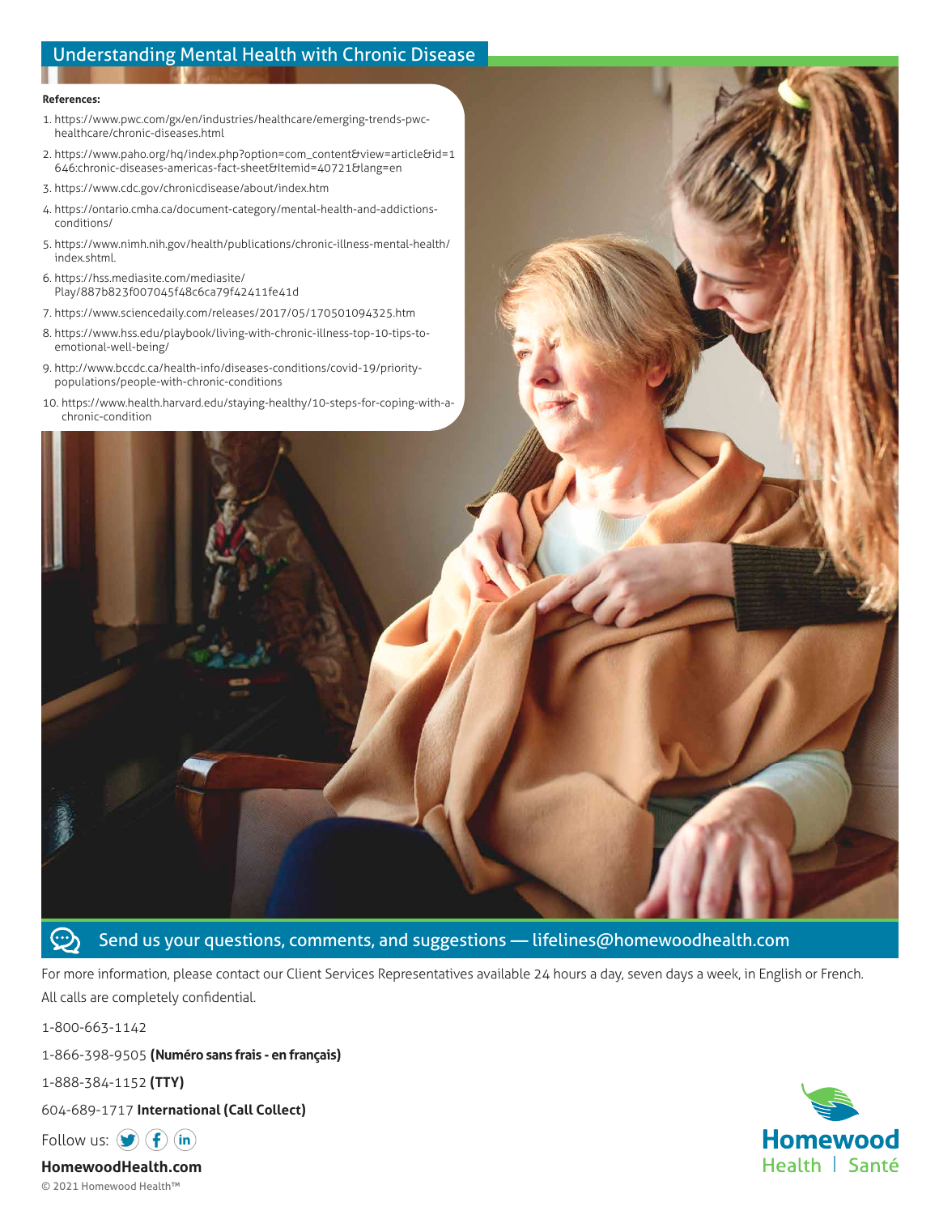**References:**

1. https://www.pwc.com/gx/en/industries/healthcare/emerging-trends-pwc-healthcare/chronic-diseases.html
2. https://www.paho.org/hq/index.php?option=com_content&view=article&id=1646:chronic-diseases-americas-fact-sheet&Itemid=40721&lang=en
3. https://www.cdc.gov/chronicdisease/about/index.htm
4. https://ontario.cmha.ca/document-category/mental-health-and-addictions-conditions/
5. https://www.nimh.nih.gov/health/publications/chronic-illness-mental-health/index.shtml.
6. https://hss.mediasite.com/mediasite/Play/887b823f007045f48c6ca79f42411fe41d
7. https://www.sciencedaily.com/releases/2017/05/170501094325.htm
8. https://www.hss.edu/playbook/living-with-chronic-illness-top-10-tips-to-emotional-well-being/
9. http://www.bccdc.ca/health-info/diseases-conditions/covid-19/priority-populations/people-with-chronic-conditions
10. https://www.health.harvard.edu/staying-healthy/10-steps-for-coping-with-a-chronic-condition

Send us your questions, comments, and suggestions — lifelines@homewoodhealth.com

For more information, please contact our Client Services Representatives available 24 hours a day, seven days a week, in English or French. All calls are completely confidential.

1-800-663-1142

1-866-398-9505 **(Numéro sans frais - en français)**

1-888-384-1152 **(TTY)**

604-689-1717 **International (Call Collect)**

Follow us:

**HomewoodHealth.com**

© 2021 Homewood Health™

Homewood Health | Santé